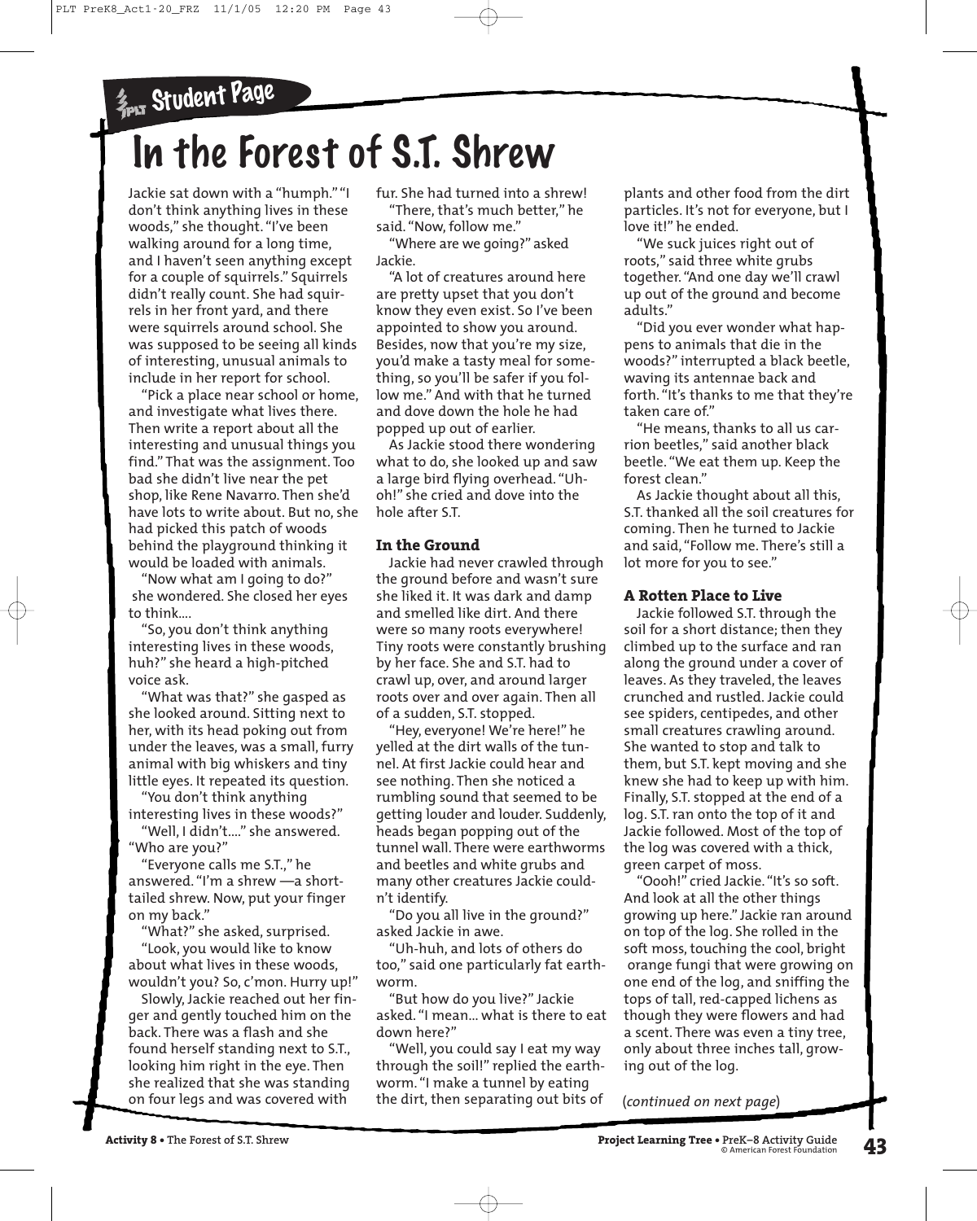Student Page

# In the Forest of S.T. Shrew

Jackie sat down with a "humph." "I don't think anything lives in these woods," she thought. "I've been walking around for a long time, and I haven't seen anything except for a couple of squirrels." Squirrels didn't really count. She had squirrels in her front yard, and there were squirrels around school. She was supposed to be seeing all kinds of interesting, unusual animals to include in her report for school.

"Pick a place near school or home, and investigate what lives there. Then write a report about all the interesting and unusual things you find." That was the assignment. Too bad she didn't live near the pet shop, like Rene Navarro. Then she'd have lots to write about. But no, she had picked this patch of woods behind the playground thinking it would be loaded with animals.

"Now what am I going to do?" she wondered. She closed her eyes to think....

"So, you don't think anything interesting lives in these woods, huh?" she heard a high-pitched voice ask.

"What was that?" she gasped as she looked around. Sitting next to her, with its head poking out from under the leaves, was a small, furry animal with big whiskers and tiny little eyes. It repeated its question.

"You don't think anything interesting lives in these woods?"

"Well, I didn't...." she answered. "Who are you?"

"Everyone calls me S.T.," he answered. "I'm a shrew —a short-tailed shrew. Now, put your finger on my back."

"What?" she asked, surprised.

"Look, you would like to know about what lives in these woods, wouldn't you? So, c'mon. Hurry up!"

Slowly, Jackie reached out her finger and gently touched him on the back. There was a flash and she found herself standing next to S.T., looking him right in the eye. Then she realized that she was standing on four legs and was covered with fur. She had turned into a shrew!

"There, that's much better," he said. "Now, follow me."

"Where are we going?" asked Jackie.

"A lot of creatures around here are pretty upset that you don't know they even exist. So I've been appointed to show you around. Besides, now that you're my size, you'd make a tasty meal for something, so you'll be safer if you follow me." And with that he turned and dove down the hole he had popped up out of earlier.

As Jackie stood there wondering what to do, she looked up and saw a large bird flying overhead. "Uh-oh!" she cried and dove into the hole after S.T.

### In the Ground

Jackie had never crawled through the ground before and wasn't sure she liked it. It was dark and damp and smelled like dirt. And there were so many roots everywhere! Tiny roots were constantly brushing by her face. She and S.T. had to crawl up, over, and around larger roots over and over again. Then all of a sudden, S.T. stopped.

"Hey, everyone! We're here!" he yelled at the dirt walls of the tunnel. At first Jackie could hear and see nothing. Then she noticed a rumbling sound that seemed to be getting louder and louder. Suddenly, heads began popping out of the tunnel wall. There were earthworms and beetles and white grubs and many other creatures Jackie couldn't identify.

"Do you all live in the ground?" asked Jackie in awe.

"Uh-huh, and lots of others do too," said one particularly fat earthworm.

"But how do you live?" Jackie asked. "I mean... what is there to eat down here?"

"Well, you could say I eat my way through the soil!" replied the earthworm. "I make a tunnel by eating the dirt, then separating out bits of plants and other food from the dirt particles. It's not for everyone, but I love it!" he ended.

"We suck juices right out of roots," said three white grubs together. "And one day we'll crawl up out of the ground and become adults."

"Did you ever wonder what happens to animals that die in the woods?" interrupted a black beetle, waving its antennae back and forth. "It's thanks to me that they're taken care of."

"He means, thanks to all us carrion beetles," said another black beetle. "We eat them up. Keep the forest clean."

As Jackie thought about all this, S.T. thanked all the soil creatures for coming. Then he turned to Jackie and said, "Follow me. There's still a lot more for you to see."

### A Rotten Place to Live

Jackie followed S.T. through the soil for a short distance; then they climbed up to the surface and ran along the ground under a cover of leaves. As they traveled, the leaves crunched and rustled. Jackie could see spiders, centipedes, and other small creatures crawling around. She wanted to stop and talk to them, but S.T. kept moving and she knew she had to keep up with him. Finally, S.T. stopped at the end of a log. S.T. ran onto the top of it and Jackie followed. Most of the top of the log was covered with a thick, green carpet of moss.

"Oooh!" cried Jackie. "It's so soft. And look at all the other things growing up here." Jackie ran around on top of the log. She rolled in the soft moss, touching the cool, bright orange fungi that were growing on one end of the log, and sniffing the tops of tall, red-capped lichens as though they were flowers and had a scent. There was even a tiny tree, only about three inches tall, growing out of the log.

*(continued on next page)*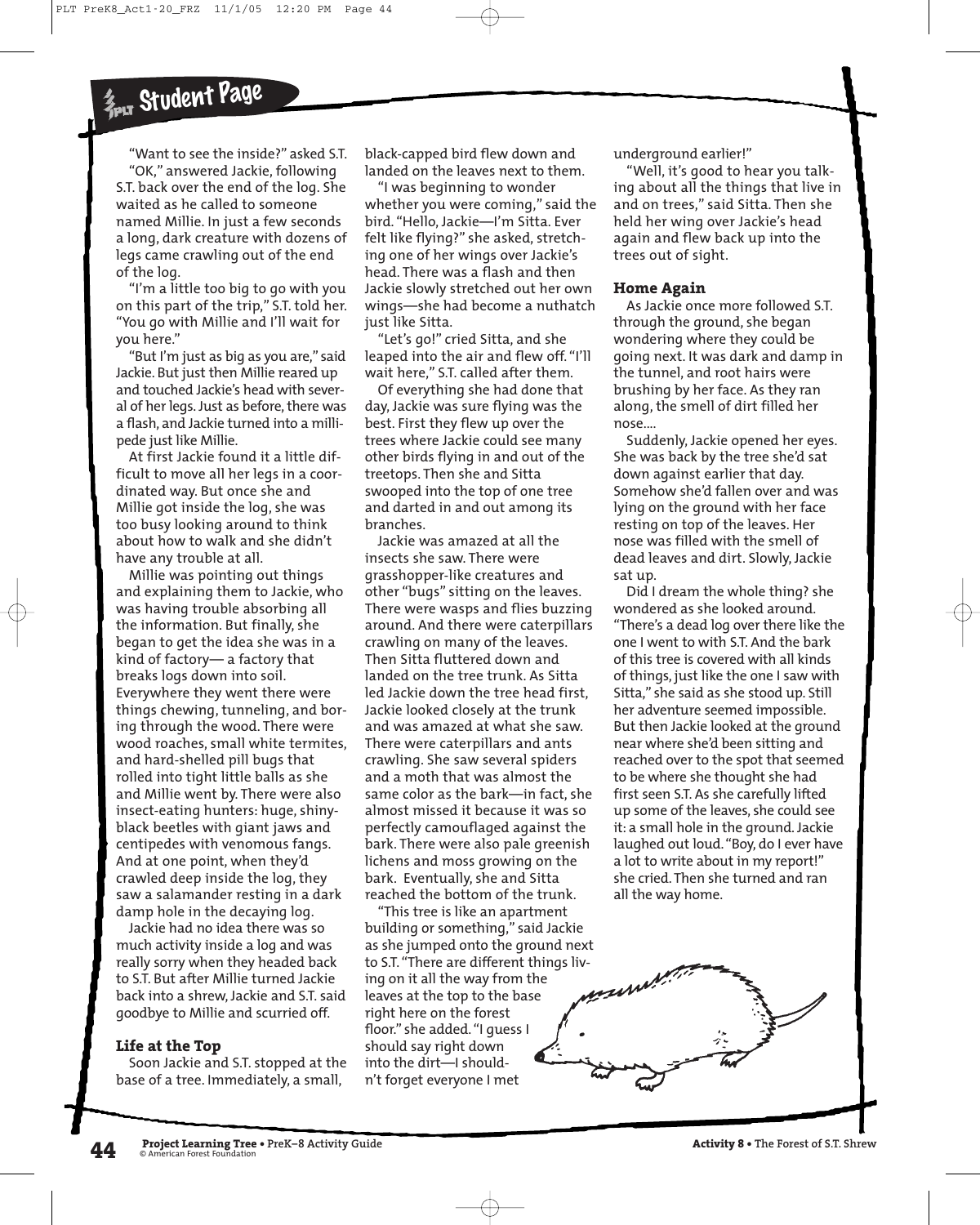## Student Page

"Want to see the inside?" asked S.T.

"OK," answered Jackie, following S.T. back over the end of the log. She waited as he called to someone named Millie. In just a few seconds a long, dark creature with dozens of legs came crawling out of the end of the log.

"I'm a little too big to go with you on this part of the trip," S.T. told her. "You go with Millie and I'll wait for you here."

"But I'm just as big as you are," said Jackie. But just then Millie reared up and touched Jackie's head with several of her legs. Just as before, there was a flash, and Jackie turned into a millipede just like Millie.

At first Jackie found it a little difficult to move all her legs in a coordinated way. But once she and Millie got inside the log, she was too busy looking around to think about how to walk and she didn't have any trouble at all.

Millie was pointing out things and explaining them to Jackie, who was having trouble absorbing all the information. But finally, she began to get the idea she was in a kind of factory— a factory that breaks logs down into soil. Everywhere they went there were things chewing, tunneling, and boring through the wood. There were wood roaches, small white termites, and hard-shelled pill bugs that rolled into tight little balls as she and Millie went by. There were also insect-eating hunters: huge, shiny-black beetles with giant jaws and centipedes with venomous fangs. And at one point, when they'd crawled deep inside the log, they saw a salamander resting in a dark damp hole in the decaying log.

Jackie had no idea there was so much activity inside a log and was really sorry when they headed back to S.T. But after Millie turned Jackie back into a shrew, Jackie and S.T. said goodbye to Millie and scurried off.

### Life at the Top

Soon Jackie and S.T. stopped at the base of a tree. Immediately, a small, black-capped bird flew down and landed on the leaves next to them.

"I was beginning to wonder whether you were coming," said the bird. "Hello, Jackie—I'm Sitta. Ever felt like flying?" she asked, stretching one of her wings over Jackie's head. There was a flash and then Jackie slowly stretched out her own wings—she had become a nuthatch just like Sitta.

"Let's go!" cried Sitta, and she leaped into the air and flew off. "I'll wait here," S.T. called after them.

Of everything she had done that day, Jackie was sure flying was the best. First they flew up over the trees where Jackie could see many other birds flying in and out of the treetops. Then she and Sitta swooped into the top of one tree and darted in and out among its branches.

Jackie was amazed at all the insects she saw. There were grasshopper-like creatures and other "bugs" sitting on the leaves. There were wasps and flies buzzing around. And there were caterpillars crawling on many of the leaves. Then Sitta fluttered down and landed on the tree trunk. As Sitta led Jackie down the tree head first, Jackie looked closely at the trunk and was amazed at what she saw. There were caterpillars and ants crawling. She saw several spiders and a moth that was almost the same color as the bark—in fact, she almost missed it because it was so perfectly camouflaged against the bark. There were also pale greenish lichens and moss growing on the bark. Eventually, she and Sitta reached the bottom of the trunk.

"This tree is like an apartment building or something," said Jackie as she jumped onto the ground next to S.T. "There are different things living on it all the way from the leaves at the top to the base right here on the forest floor." she added. "I guess I should say right down into the dirt—I shouldn't forget everyone I met underground earlier!"

"Well, it's good to hear you talking about all the things that live in and on trees," said Sitta. Then she held her wing over Jackie's head again and flew back up into the trees out of sight.

### Home Again

As Jackie once more followed S.T. through the ground, she began wondering where they could be going next. It was dark and damp in the tunnel, and root hairs were brushing by her face. As they ran along, the smell of dirt filled her nose....

Suddenly, Jackie opened her eyes. She was back by the tree she'd sat down against earlier that day. Somehow she'd fallen over and was lying on the ground with her face resting on top of the leaves. Her nose was filled with the smell of dead leaves and dirt. Slowly, Jackie sat up.

Did I dream the whole thing? she wondered as she looked around. "There's a dead log over there like the one I went to with S.T. And the bark of this tree is covered with all kinds of things, just like the one I saw with Sitta," she said as she stood up. Still her adventure seemed impossible. But then Jackie looked at the ground near where she'd been sitting and reached over to the spot that seemed to be where she thought she had first seen S.T. As she carefully lifted up some of the leaves, she could see it: a small hole in the ground. Jackie laughed out loud. "Boy, do I ever have a lot to write about in my report!" she cried. Then she turned and ran all the way home.